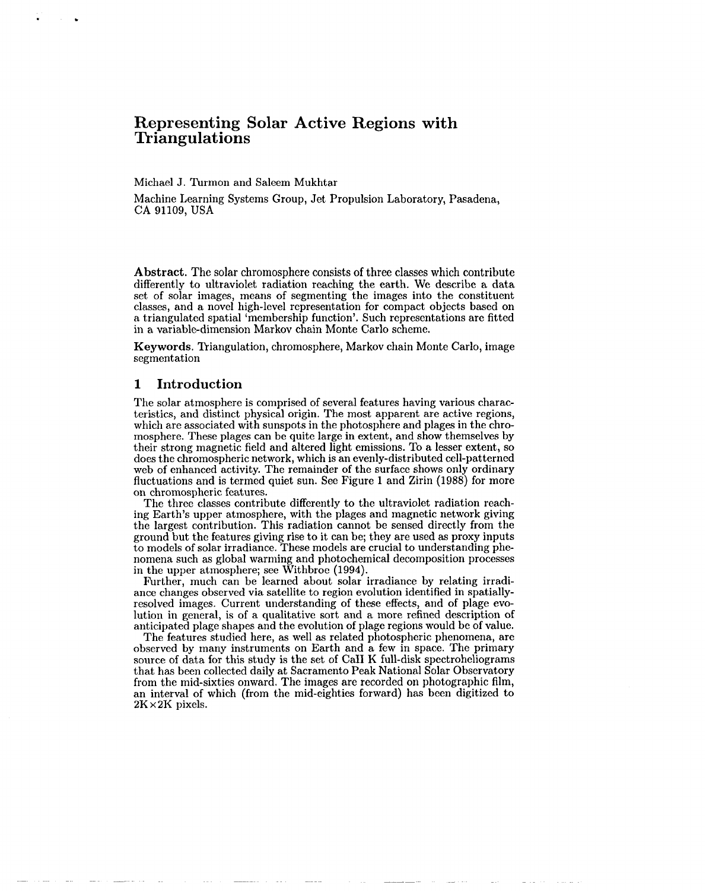# Representing Solar Active Regions with Triangulations

Michael J. Turmon and Saleem Mukhtar

Machine Learning Systems Group, Jet Propulsion Laboratory, Pasadena, CA 91109, USA

**Abstract.** The solar chromosphere consists of three classes which contribute differently to ultraviolet radiation reaching the earth. We describe a data set of solar images, means of segmenting the images into the constituent classes, and a novel high-level representation for compact objects based on a triangulated spatial 'membership function'. Such representations are fitted in a variable-dimension Markov chain Monte Carlo scheme.

**Keywords.** Triangulation, chromosphere, Markov chain Monte Carlo, image segmentation

## 1 Introduction

The solar atmosphere is comprised of several features having various characteristics, and distinct physical origin. The most apparent are active regions, which are associated with sunspots in the photosphere and plages in the chromosphere. These plages can be quite large in extent, and show themselves by their strong magnetic field and altered light emissions. To a lesser extent, so does the chromospheric network, which is an evenly-distributed cell-patterned web of enhanced activity. The remainder of the surface shows only ordinary fluctuations and is termed quiet sun. See Figure 1 and Zirin (1988) for more on chromospheric features.

The three classes contribute differently to the ultraviolet radiation reaching Earth's upper atmosphere, with the plages and magnetic network giving the largest contribution. This radiation cannot be sensed directly from the ground but the features giving rise to it can be; they are used as proxy inputs to models of solar irradiance. These models are crucial to understanding phenomena such as global warming and photochemical decomposition processes in the upper atmosphere; see Withbroe (1994).

Further, much can be learned about solar irradiance by relating irradiance changes observed via satellite to region evolution identified in spatially-resolved images. Current understanding of these effects, and of plage evolution in general, is of a qualitative sort and a more refined description of anticipated plage shapes and the evolution of plage regions would be of value.

The features studied here, as well as related photospheric phenomena, are observed by many instruments on Earth and a few in space. The primary source of data for this study is the set of CaII K full-disk spectroheliograms that has been collected daily at Sacramento Peak National Solar Observatory from the mid-sixties onward. The images are recorded on photographic film, an interval of which (from the mid-eighties forward) has been digitized to $2\text{K} \times 2\text{K}$ pixels.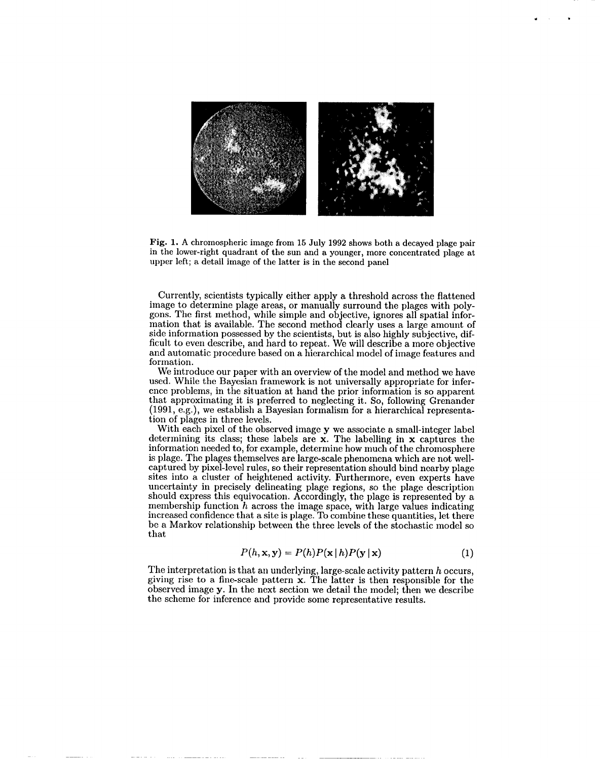**Fig. 1.** A chromospheric image from 15 July 1992 shows both a decayed plage pair in the lower-right quadrant of the sun and a younger, more concentrated plage at upper left; a detail image of the latter is in the second panel

Currently, scientists typically either apply a threshold across the flattened image to determine plage areas, or manually surround the plages with polygons. The first method, while simple and objective, ignores all spatial information that is available. The second method clearly uses a large amount of side information possessed by the scientists, but is also highly subjective, difficult to even describe, and hard to repeat. We will describe a more objective and automatic procedure based on a hierarchical model of image features and formation.

We introduce our paper with an overview of the model and method we have used. While the Bayesian framework is not universally appropriate for inference problems, in the situation at hand the prior information is so apparent that approximating it is preferred to neglecting it. So, following Grenander (1991, e.g.), we establish a Bayesian formalism for a hierarchical representation of plages in three levels.

With each pixel of the observed image $\mathbf{y}$ we associate a small-integer label determining its class; these labels are $\mathbf{x}$. The labelling in $\mathbf{x}$ captures the information needed to, for example, determine how much of the chromosphere is plage. The plages themselves are large-scale phenomena which are not well-captured by pixel-level rules, so their representation should bind nearby plage sites into a cluster of heightened activity. Furthermore, even experts have uncertainty in precisely delineating plage regions, so the plage description should express this equivocation. Accordingly, the plage is represented by a membership function $h$ across the image space, with large values indicating increased confidence that a site is plage. To combine these quantities, let there be a Markov relationship between the three levels of the stochastic model so that

$$P(h, \mathbf{x}, \mathbf{y}) = P(h)P(\mathbf{x} \mid h)P(\mathbf{y} \mid \mathbf{x}) \tag{1}$$

The interpretation is that an underlying, large-scale activity pattern $h$ occurs, giving rise to a fine-scale pattern $\mathbf{x}$. The latter is then responsible for the observed image $\mathbf{y}$. In the next section we detail the model; then we describe the scheme for inference and provide some representative results.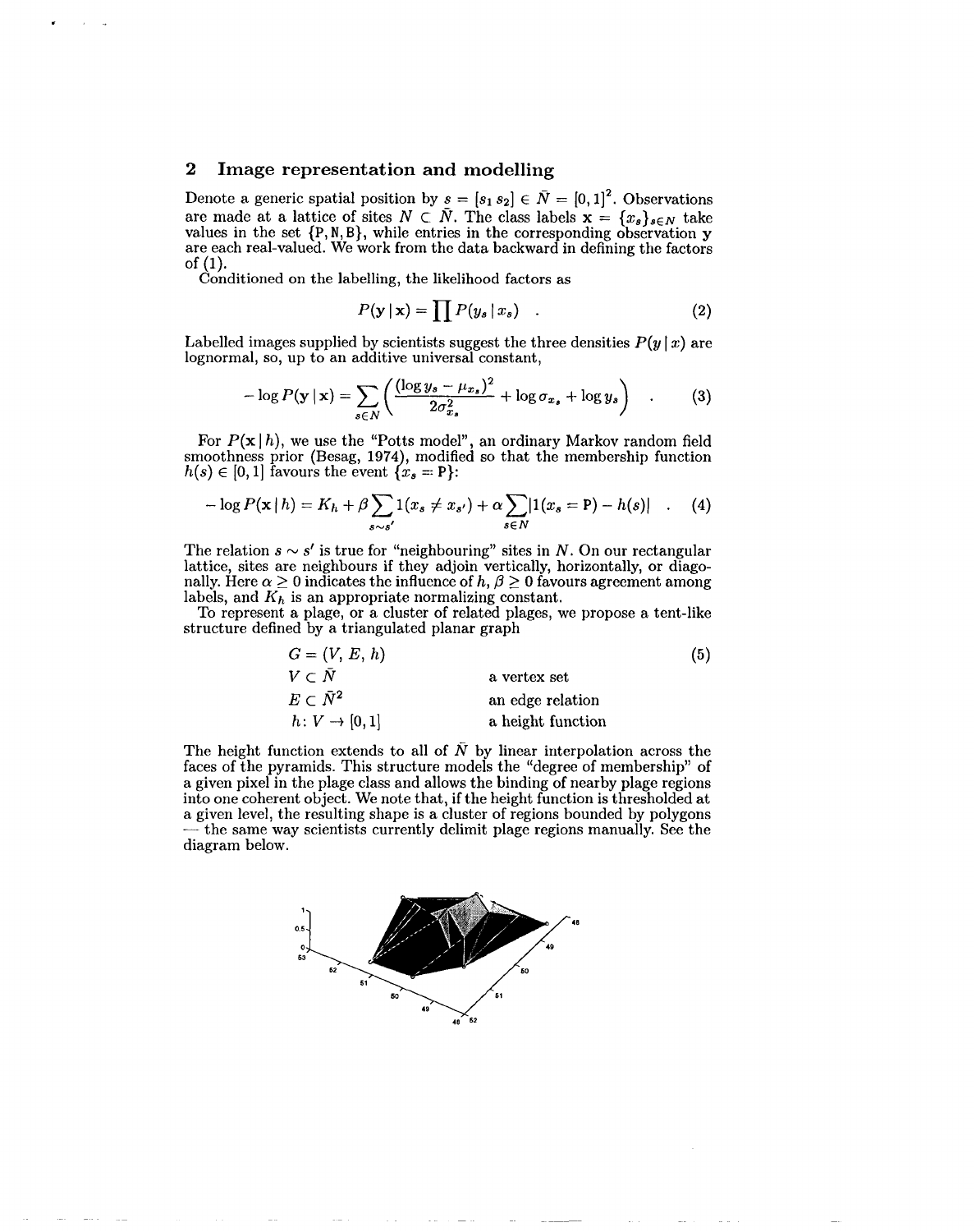## 2 Image representation and modelling

Denote a generic spatial position by $s = [s_1\, s_2] \in \bar{N} = [0,1]^2$. Observations are made at a lattice of sites $N \subset \bar{N}$. The class labels $\mathbf{x} = \{x_s\}_{s \in N}$ take values in the set $\{\mathtt{P}, \mathtt{N}, \mathtt{B}\}$, while entries in the corresponding observation $\mathbf{y}$ are each real-valued. We work from the data backward in defining the factors of (1).

Conditioned on the labelling, the likelihood factors as

$$P(\mathbf{y} \mid \mathbf{x}) = \prod P(y_s \mid x_s) \quad . \tag{2}$$

Labelled images supplied by scientists suggest the three densities $P(y \mid x)$ are lognormal, so, up to an additive universal constant,

$$-\log P(\mathbf{y} \mid \mathbf{x}) = \sum_{s \in N} \left( \frac{(\log y_s - \mu_{x_s})^2}{2\sigma_{x_s}^2} + \log \sigma_{x_s} + \log y_s \right) \quad . \tag{3}$$

For $P(\mathbf{x} \mid h)$, we use the "Potts model", an ordinary Markov random field smoothness prior (Besag, 1974), modified so that the membership function $h(s) \in [0,1]$ favours the event $\{x_s = \mathtt{P}\}$:

$$-\log P(\mathbf{x} \mid h) = K_h + \beta \sum_{s \sim s'} 1(x_s \neq x_{s'}) + \alpha \sum_{s \in N} |1(x_s = \mathtt{P}) - h(s)| \quad . \tag{4}$$

The relation $s \sim s'$ is true for "neighbouring" sites in $N$. On our rectangular lattice, sites are neighbours if they adjoin vertically, horizontally, or diagonally. Here $\alpha \geq 0$ indicates the influence of $h$, $\beta \geq 0$ favours agreement among labels, and $K_h$ is an appropriate normalizing constant.

To represent a plage, or a cluster of related plages, we propose a tent-like structure defined by a triangulated planar graph

$$G = (V, E, h) \tag{5}$$

| | |
|---|---|
| $V \subset \bar{N}$ | a vertex set |
| $E \subset \bar{N}^2$ | an edge relation |
| $h\colon V \to [0,1]$ | a height function |

The height function extends to all of $\bar{N}$ by linear interpolation across the faces of the pyramids. This structure models the "degree of membership" of a given pixel in the plage class and allows the binding of nearby plage regions into one coherent object. We note that, if the height function is thresholded at a given level, the resulting shape is a cluster of regions bounded by polygons — the same way scientists currently delimit plage regions manually. See the diagram below.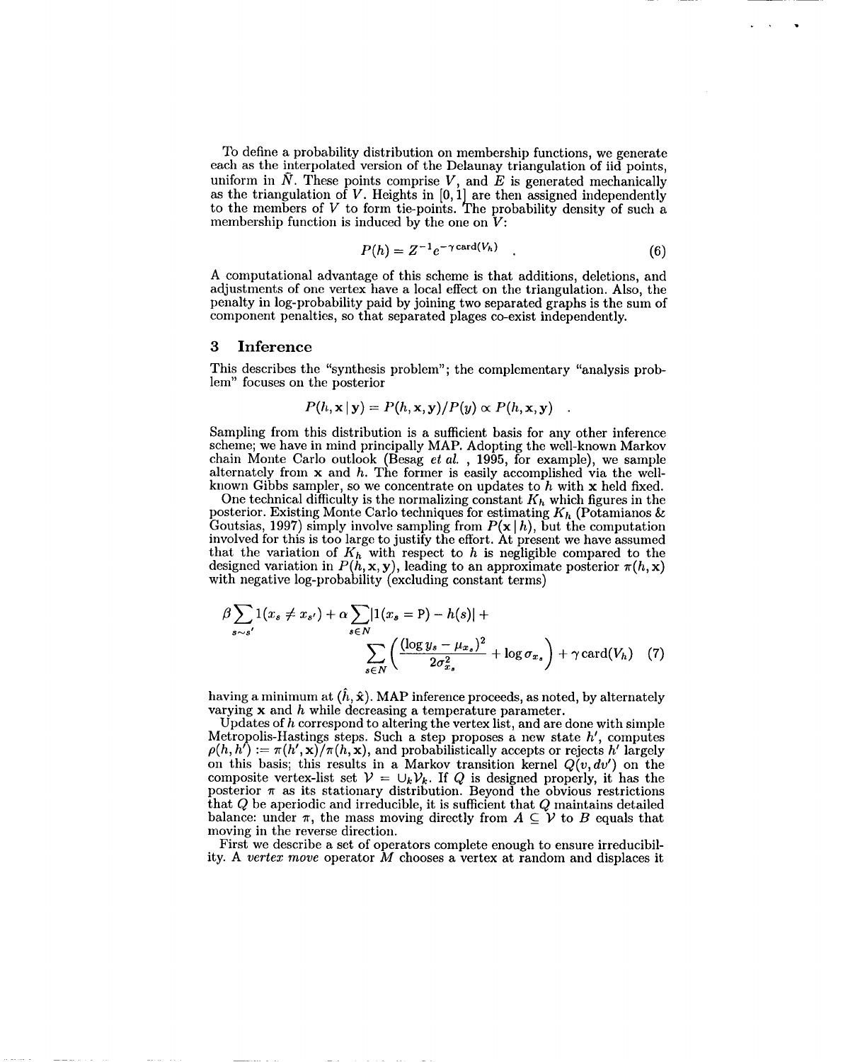To define a probability distribution on membership functions, we generate each as the interpolated version of the Delaunay triangulation of iid points, uniform in $\bar{N}$. These points comprise $V$, and $E$ is generated mechanically as the triangulation of $V$. Heights in $[0, 1]$ are then assigned independently to the members of $V$ to form tie-points. The probability density of such a membership function is induced by the one on $V$:

$$P(h) = Z^{-1} e^{-\gamma \operatorname{card}(V_h)} \quad . \tag{6}$$

A computational advantage of this scheme is that additions, deletions, and adjustments of one vertex have a local effect on the triangulation. Also, the penalty in log-probability paid by joining two separated graphs is the sum of component penalties, so that separated plages co-exist independently.

## 3 Inference

This describes the "synthesis problem"; the complementary "analysis problem" focuses on the posterior

$$P(h, \mathbf{x} \mid \mathbf{y}) = P(h, \mathbf{x}, \mathbf{y}) / P(y) \propto P(h, \mathbf{x}, \mathbf{y}) \quad .$$

Sampling from this distribution is a sufficient basis for any other inference scheme; we have in mind principally MAP. Adopting the well-known Markov chain Monte Carlo outlook (Besag *et al.*, 1995, for example), we sample alternately from $\mathbf{x}$ and $h$. The former is easily accomplished via the well-known Gibbs sampler, so we concentrate on updates to $h$ with $\mathbf{x}$ held fixed.

One technical difficulty is the normalizing constant $K_h$ which figures in the posterior. Existing Monte Carlo techniques for estimating $K_h$ (Potamianos & Goutsias, 1997) simply involve sampling from $P(\mathbf{x} \mid h)$, but the computation involved for this is too large to justify the effort. At present we have assumed that the variation of $K_h$ with respect to $h$ is negligible compared to the designed variation in $P(h, \mathbf{x}, \mathbf{y})$, leading to an approximate posterior $\pi(h, \mathbf{x})$ with negative log-probability (excluding constant terms)

$$\beta \sum_{s \sim s'} 1(x_s \neq x_{s'}) + \alpha \sum_{s \in N} |1(x_s = \mathrm{P}) - h(s)| + \sum_{s \in N} \left( \frac{(\log y_s - \mu_{x_s})^2}{2\sigma_{x_s}^2} + \log \sigma_{x_s} \right) + \gamma \operatorname{card}(V_h) \tag{7}$$

having a minimum at $(\hat{h}, \hat{\mathbf{x}})$. MAP inference proceeds, as noted, by alternately varying $\mathbf{x}$ and $h$ while decreasing a temperature parameter.

Updates of $h$ correspond to altering the vertex list, and are done with simple Metropolis-Hastings steps. Such a step proposes a new state $h'$, computes $\rho(h, h') := \pi(h', \mathbf{x}) / \pi(h, \mathbf{x})$, and probabilistically accepts or rejects $h'$ largely on this basis; this results in a Markov transition kernel $Q(v, dv')$ on the composite vertex-list set $\mathcal{V} = \cup_k \mathcal{V}_k$. If $Q$ is designed properly, it has the posterior $\pi$ as its stationary distribution. Beyond the obvious restrictions that $Q$ be aperiodic and irreducible, it is sufficient that $Q$ maintains detailed balance: under $\pi$, the mass moving directly from $A \subseteq \mathcal{V}$ to $B$ equals that moving in the reverse direction.

First we describe a set of operators complete enough to ensure irreducibility. A *vertex move* operator $M$ chooses a vertex at random and displaces it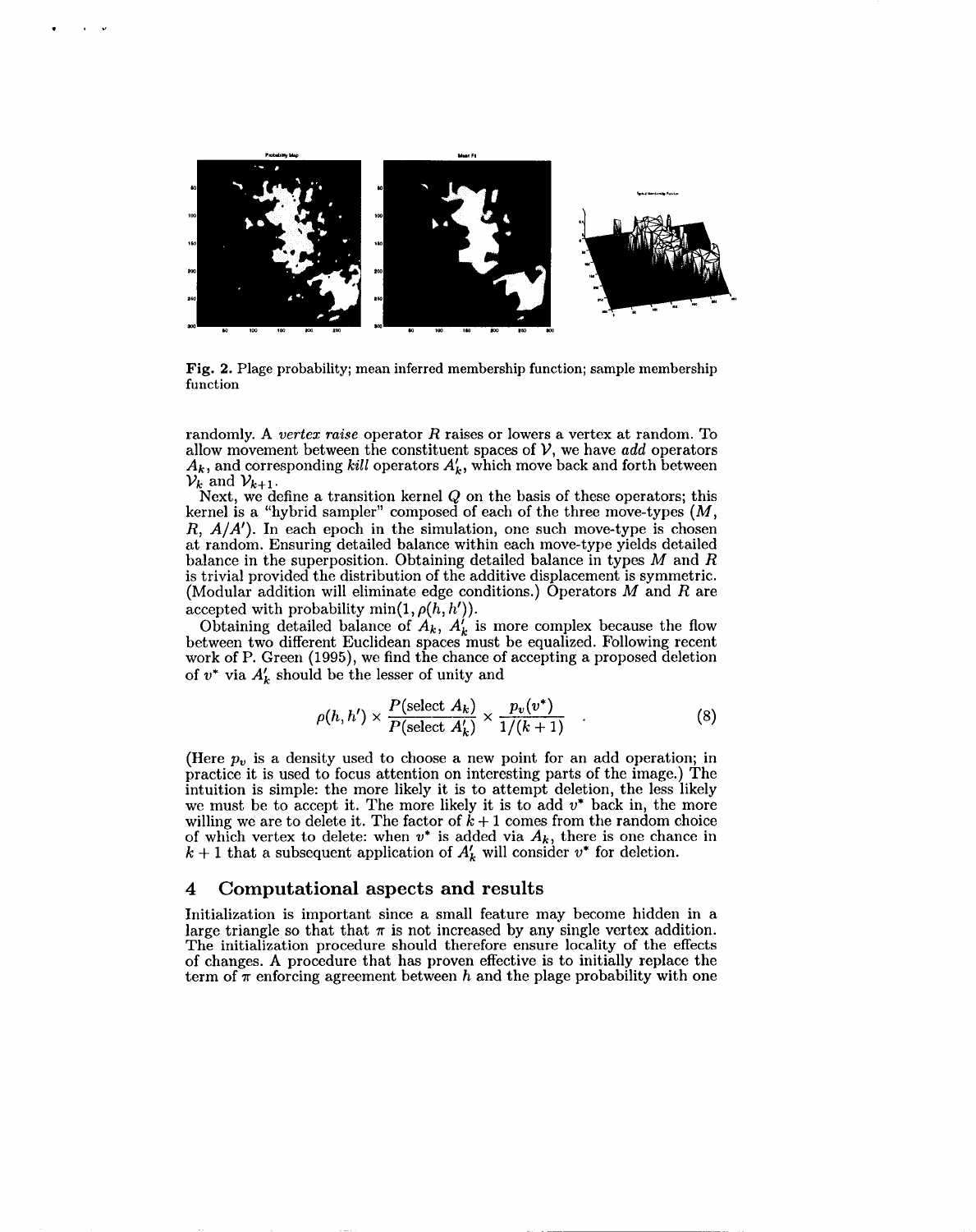**Fig. 2.** Plage probability; mean inferred membership function; sample membership function

randomly. A *vertex raise* operator $R$ raises or lowers a vertex at random. To allow movement between the constituent spaces of $\mathcal{V}$, we have *add* operators $A_k$, and corresponding *kill* operators $A'_k$, which move back and forth between $\mathcal{V}_k$ and $\mathcal{V}_{k+1}$.

Next, we define a transition kernel $Q$ on the basis of these operators; this kernel is a "hybrid sampler" composed of each of the three move-types ($M$, $R$, $A/A'$). In each epoch in the simulation, one such move-type is chosen at random. Ensuring detailed balance within each move-type yields detailed balance in the superposition. Obtaining detailed balance in types $M$ and $R$ is trivial provided the distribution of the additive displacement is symmetric. (Modular addition will eliminate edge conditions.) Operators $M$ and $R$ are accepted with probability $\min(1, \rho(h, h'))$.

Obtaining detailed balance of $A_k$, $A'_k$ is more complex because the flow between two different Euclidean spaces must be equalized. Following recent work of P. Green (1995), we find the chance of accepting a proposed deletion of $v^*$ via $A'_k$ should be the lesser of unity and

$$\rho(h, h') \times \frac{P(\text{select } A_k)}{P(\text{select } A'_k)} \times \frac{p_v(v^*)}{1/(k+1)} \quad . \tag{8}$$

(Here $p_v$ is a density used to choose a new point for an add operation; in practice it is used to focus attention on interesting parts of the image.) The intuition is simple: the more likely it is to attempt deletion, the less likely we must be to accept it. The more likely it is to add $v^*$ back in, the more willing we are to delete it. The factor of $k + 1$ comes from the random choice of which vertex to delete: when $v^*$ is added via $A_k$, there is one chance in $k + 1$ that a subsequent application of $A'_k$ will consider $v^*$ for deletion.

## 4 Computational aspects and results

Initialization is important since a small feature may become hidden in a large triangle so that that $\pi$ is not increased by any single vertex addition. The initialization procedure should therefore ensure locality of the effects of changes. A procedure that has proven effective is to initially replace the term of $\pi$ enforcing agreement between $h$ and the plage probability with one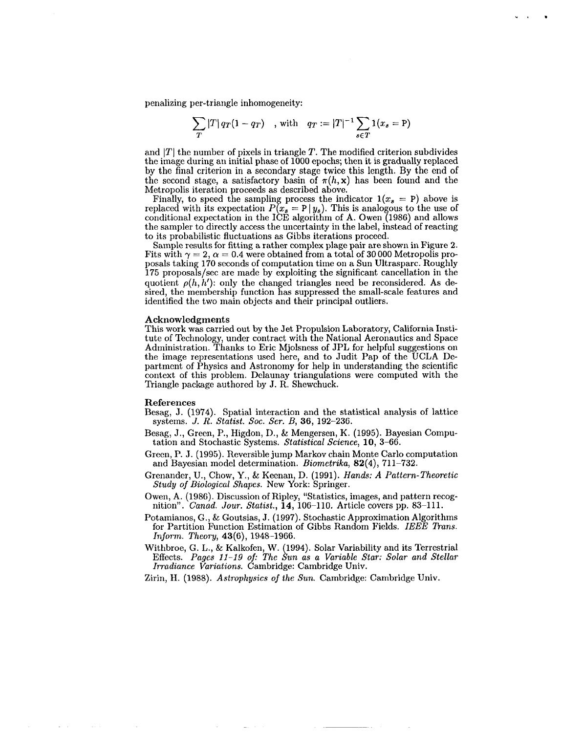penalizing per-triangle inhomogeneity:

$$\sum_T |T|\, q_T(1 - q_T) \quad \text{, with} \quad q_T := |T|^{-1} \sum_{s \in T} 1(x_s = \mathtt{P})$$

and $|T|$ the number of pixels in triangle $T$. The modified criterion subdivides the image during an initial phase of 1000 epochs; then it is gradually replaced by the final criterion in a secondary stage twice this length. By the end of the second stage, a satisfactory basin of $\pi(h, \mathbf{x})$ has been found and the Metropolis iteration proceeds as described above.

Finally, to speed the sampling process the indicator $1(x_s = \mathtt{P})$ above is replaced with its expectation $P(x_s = \mathtt{P} \mid y_s)$. This is analogous to the use of conditional expectation in the ICE algorithm of A. Owen (1986) and allows the sampler to directly access the uncertainty in the label, instead of reacting to its probabilistic fluctuations as Gibbs iterations proceed.

Sample results for fitting a rather complex plage pair are shown in Figure 2. Fits with $\gamma = 2$, $\alpha = 0.4$ were obtained from a total of 30 000 Metropolis proposals taking 170 seconds of computation time on a Sun Ultrasparc. Roughly 175 proposals/sec are made by exploiting the significant cancellation in the quotient $\rho(h, h')$: only the changed triangles need be reconsidered. As desired, the membership function has suppressed the small-scale features and identified the two main objects and their principal outliers.

## Acknowledgments

This work was carried out by the Jet Propulsion Laboratory, California Institute of Technology, under contract with the National Aeronautics and Space Administration. Thanks to Eric Mjolsness of JPL for helpful suggestions on the image representations used here, and to Judit Pap of the UCLA Department of Physics and Astronomy for help in understanding the scientific context of this problem. Delaunay triangulations were computed with the Triangle package authored by J. R. Shewchuck.

## References

Besag, J. (1974). Spatial interaction and the statistical analysis of lattice systems. *J. R. Statist. Soc. Ser. B*, **36**, 192–236.

Besag, J., Green, P., Higdon, D., & Mengersen, K. (1995). Bayesian Computation and Stochastic Systems. *Statistical Science*, **10**, 3–66.

Green, P. J. (1995). Reversible jump Markov chain Monte Carlo computation and Bayesian model determination. *Biometrika*, **82**(4), 711–732.

Grenander, U., Chow, Y., & Keenan, D. (1991). *Hands: A Pattern-Theoretic Study of Biological Shapes.* New York: Springer.

Owen, A. (1986). Discussion of Ripley, "Statistics, images, and pattern recognition". *Canad. Jour. Statist.*, **14**, 106–110. Article covers pp. 83–111.

Potamianos, G., & Goutsias, J. (1997). Stochastic Approximation Algorithms for Partition Function Estimation of Gibbs Random Fields. *IEEE Trans. Inform. Theory*, **43**(6), 1948–1966.

Withbroe, G. L., & Kalkofen, W. (1994). Solar Variability and its Terrestrial Effects. *Pages 11–19 of: The Sun as a Variable Star: Solar and Stellar Irradiance Variations.* Cambridge: Cambridge Univ.

Zirin, H. (1988). *Astrophysics of the Sun.* Cambridge: Cambridge Univ.